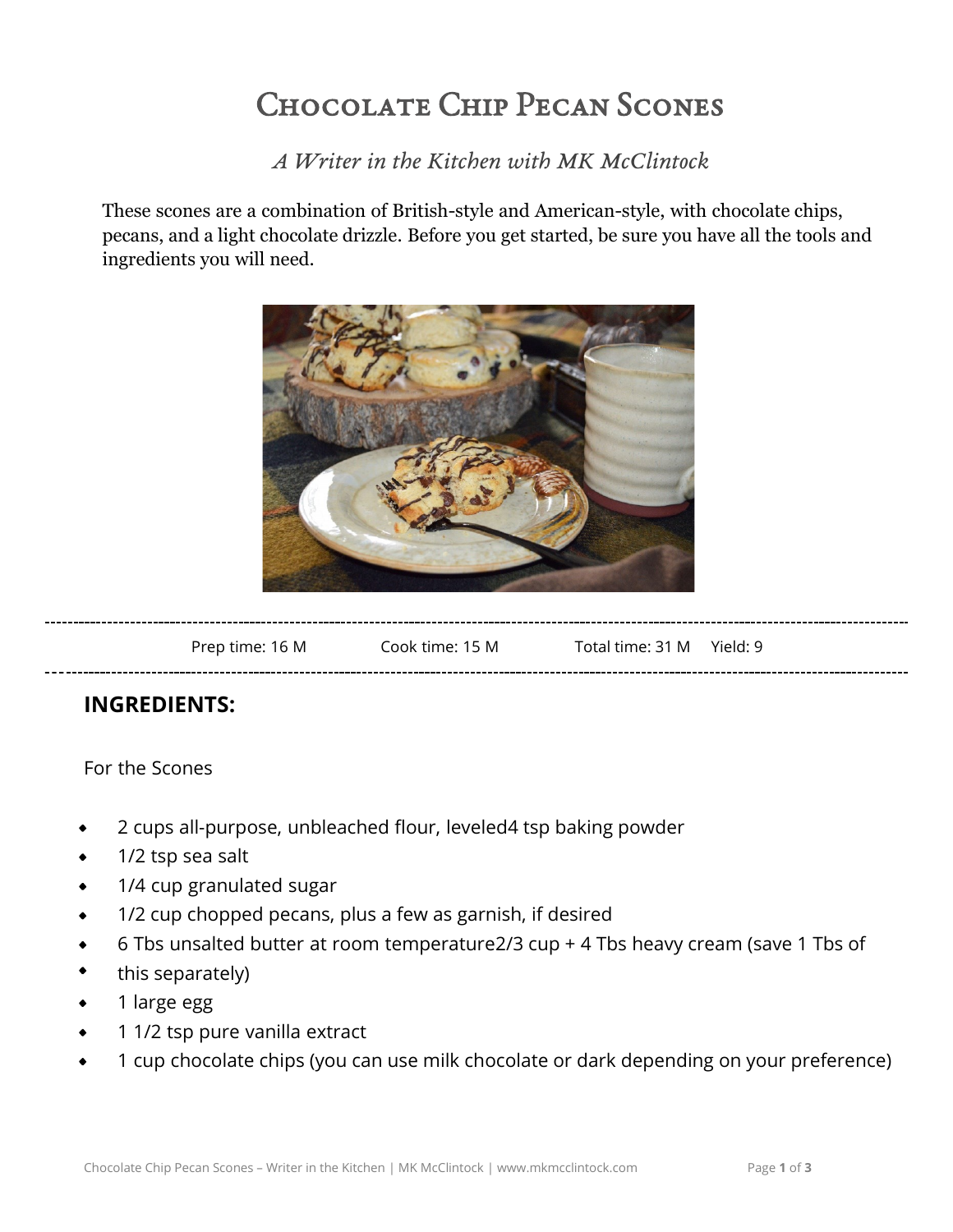# Chocolate Chip Pecan Scones

*A Writer in the Kitchen with MK McClintock*

These scones are a combination of British-style and American-style, with chocolate chips, pecans, and a light chocolate drizzle. Before you get started, be sure you have all the tools and ingredients you will need.

Prep time: 16 M    Cook time: 15 M    Total time: 31 M    Yield: 9

## INGREDIENTS:

For the Scones

- 2 cups all-purpose, unbleached flour, leveled4 tsp baking powder
- 1/2 tsp sea salt
- 1/4 cup granulated sugar
- 1/2 cup chopped pecans, plus a few as garnish, if desired
- 6 Tbs unsalted butter at room temperature2/3 cup + 4 Tbs heavy cream (save 1 Tbs of
- this separately)
- 1 large egg
- 1 1/2 tsp pure vanilla extract
- 1 cup chocolate chips (you can use milk chocolate or dark depending on your preference)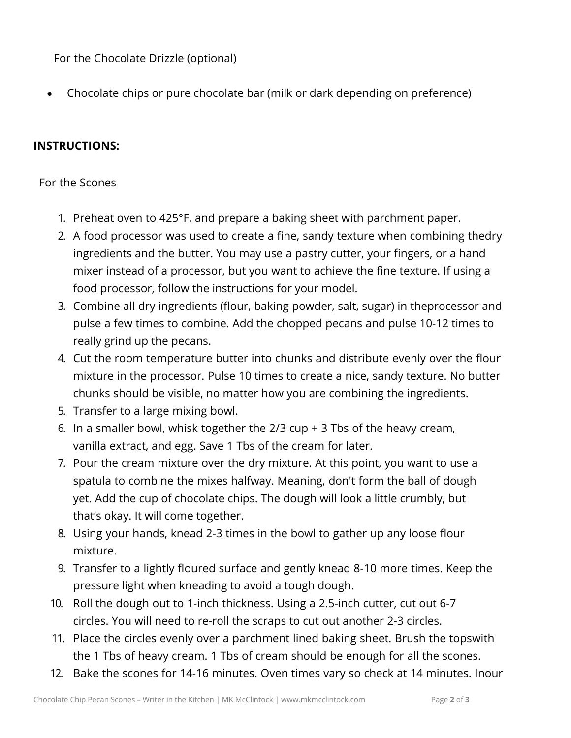For the Chocolate Drizzle (optional)

- Chocolate chips or pure chocolate bar (milk or dark depending on preference)

**INSTRUCTIONS:**

For the Scones

1. Preheat oven to 425°F, and prepare a baking sheet with parchment paper.
2. A food processor was used to create a fine, sandy texture when combining thedry ingredients and the butter. You may use a pastry cutter, your fingers, or a hand mixer instead of a processor, but you want to achieve the fine texture. If using a food processor, follow the instructions for your model.
3. Combine all dry ingredients (flour, baking powder, salt, sugar) in theprocessor and pulse a few times to combine. Add the chopped pecans and pulse 10-12 times to really grind up the pecans.
4. Cut the room temperature butter into chunks and distribute evenly over the flour mixture in the processor. Pulse 10 times to create a nice, sandy texture. No butter chunks should be visible, no matter how you are combining the ingredients.
5. Transfer to a large mixing bowl.
6. In a smaller bowl, whisk together the 2/3 cup + 3 Tbs of the heavy cream, vanilla extract, and egg. Save 1 Tbs of the cream for later.
7. Pour the cream mixture over the dry mixture. At this point, you want to use a spatula to combine the mixes halfway. Meaning, don't form the ball of dough yet. Add the cup of chocolate chips. The dough will look a little crumbly, but that's okay. It will come together.
8. Using your hands, knead 2-3 times in the bowl to gather up any loose flour mixture.
9. Transfer to a lightly floured surface and gently knead 8-10 more times. Keep the pressure light when kneading to avoid a tough dough.
10. Roll the dough out to 1-inch thickness. Using a 2.5-inch cutter, cut out 6-7 circles. You will need to re-roll the scraps to cut out another 2-3 circles.
11. Place the circles evenly over a parchment lined baking sheet. Brush the topswith the 1 Tbs of heavy cream. 1 Tbs of cream should be enough for all the scones.
12. Bake the scones for 14-16 minutes. Oven times vary so check at 14 minutes. Inour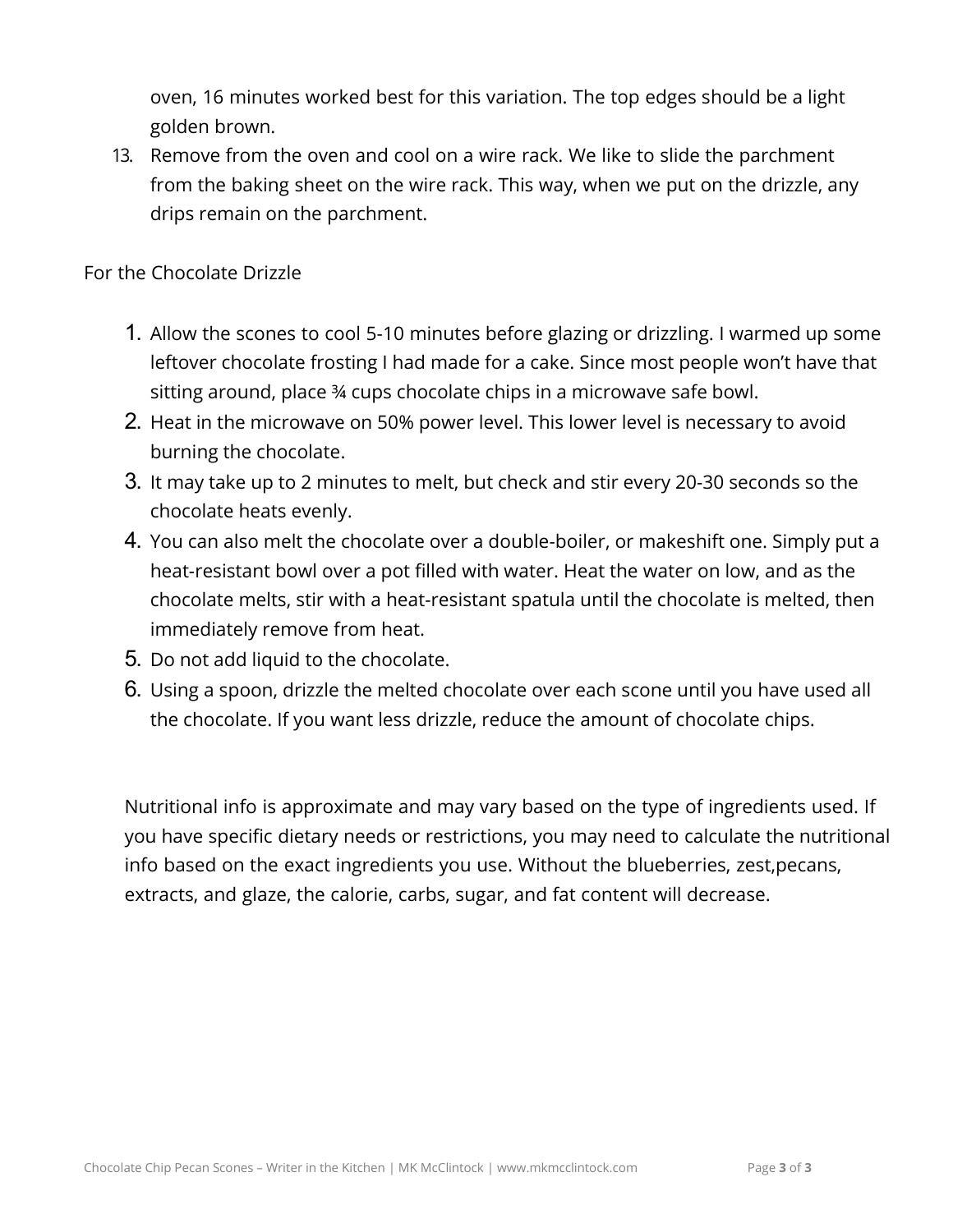oven, 16 minutes worked best for this variation. The top edges should be a light golden brown.

13. Remove from the oven and cool on a wire rack. We like to slide the parchment from the baking sheet on the wire rack. This way, when we put on the drizzle, any drips remain on the parchment.

For the Chocolate Drizzle

1. Allow the scones to cool 5-10 minutes before glazing or drizzling. I warmed up some leftover chocolate frosting I had made for a cake. Since most people won't have that sitting around, place ¾ cups chocolate chips in a microwave safe bowl.
2. Heat in the microwave on 50% power level. This lower level is necessary to avoid burning the chocolate.
3. It may take up to 2 minutes to melt, but check and stir every 20-30 seconds so the chocolate heats evenly.
4. You can also melt the chocolate over a double-boiler, or makeshift one. Simply put a heat-resistant bowl over a pot filled with water. Heat the water on low, and as the chocolate melts, stir with a heat-resistant spatula until the chocolate is melted, then immediately remove from heat.
5. Do not add liquid to the chocolate.
6. Using a spoon, drizzle the melted chocolate over each scone until you have used all the chocolate. If you want less drizzle, reduce the amount of chocolate chips.

Nutritional info is approximate and may vary based on the type of ingredients used. If you have specific dietary needs or restrictions, you may need to calculate the nutritional info based on the exact ingredients you use. Without the blueberries, zest,pecans, extracts, and glaze, the calorie, carbs, sugar, and fat content will decrease.